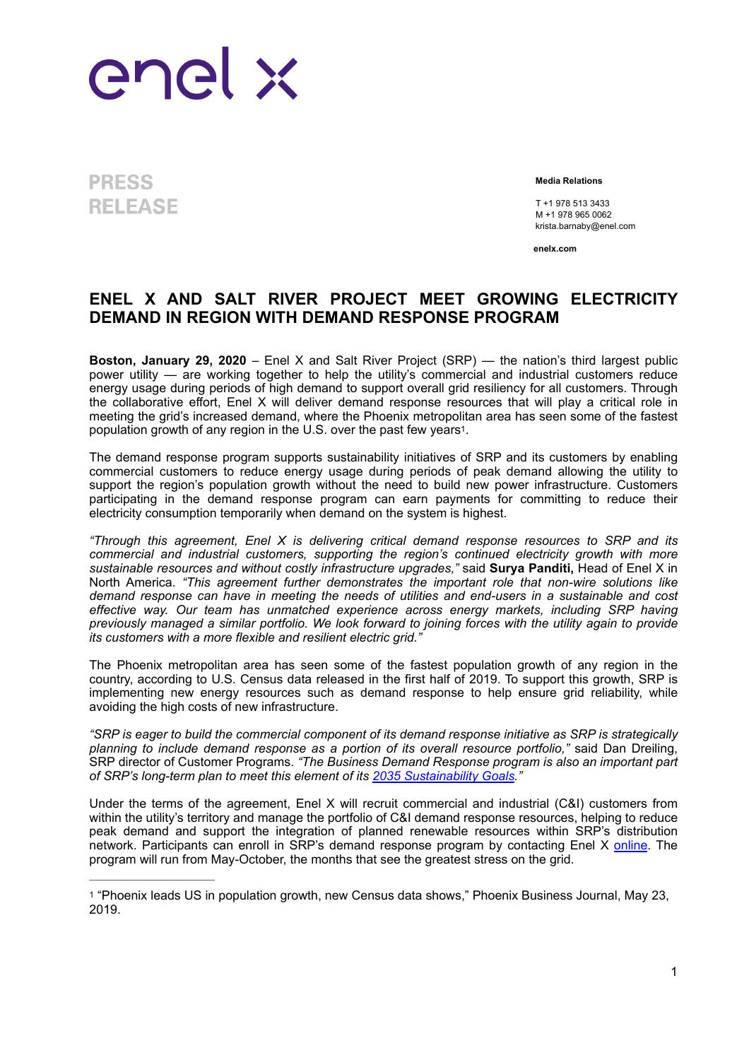enel x

**PRESS RELEASE**

**Media Relations**

T +1 978 513 3433
M +1 978 965 0062
krista.barnaby@enel.com

**enelx.com**

# ENEL X AND SALT RIVER PROJECT MEET GROWING ELECTRICITY DEMAND IN REGION WITH DEMAND RESPONSE PROGRAM

**Boston, January 29, 2020** – Enel X and Salt River Project (SRP) — the nation's third largest public power utility — are working together to help the utility's commercial and industrial customers reduce energy usage during periods of high demand to support overall grid resiliency for all customers. Through the collaborative effort, Enel X will deliver demand response resources that will play a critical role in meeting the grid's increased demand, where the Phoenix metropolitan area has seen some of the fastest population growth of any region in the U.S. over the past few years[1].

The demand response program supports sustainability initiatives of SRP and its customers by enabling commercial customers to reduce energy usage during periods of peak demand allowing the utility to support the region's population growth without the need to build new power infrastructure. Customers participating in the demand response program can earn payments for committing to reduce their electricity consumption temporarily when demand on the system is highest.

*"Through this agreement, Enel X is delivering critical demand response resources to SRP and its commercial and industrial customers, supporting the region's continued electricity growth with more sustainable resources and without costly infrastructure upgrades,"* said **Surya Panditi,** Head of Enel X in North America. *"This agreement further demonstrates the important role that non-wire solutions like demand response can have in meeting the needs of utilities and end-users in a sustainable and cost effective way. Our team has unmatched experience across energy markets, including SRP having previously managed a similar portfolio. We look forward to joining forces with the utility again to provide its customers with a more flexible and resilient electric grid."*

The Phoenix metropolitan area has seen some of the fastest population growth of any region in the country, according to U.S. Census data released in the first half of 2019. To support this growth, SRP is implementing new energy resources such as demand response to help ensure grid reliability, while avoiding the high costs of new infrastructure.

*"SRP is eager to build the commercial component of its demand response initiative as SRP is strategically planning to include demand response as a portion of its overall resource portfolio,"* said Dan Dreiling, SRP director of Customer Programs. *"The Business Demand Response program is also an important part of SRP's long-term plan to meet this element of its 2035 Sustainability Goals."*

Under the terms of the agreement, Enel X will recruit commercial and industrial (C&I) customers from within the utility's territory and manage the portfolio of C&I demand response resources, helping to reduce peak demand and support the integration of planned renewable resources within SRP's distribution network. Participants can enroll in SRP's demand response program by contacting Enel X online. The program will run from May-October, the months that see the greatest stress on the grid.

---

[1] "Phoenix leads US in population growth, new Census data shows," Phoenix Business Journal, May 23, 2019.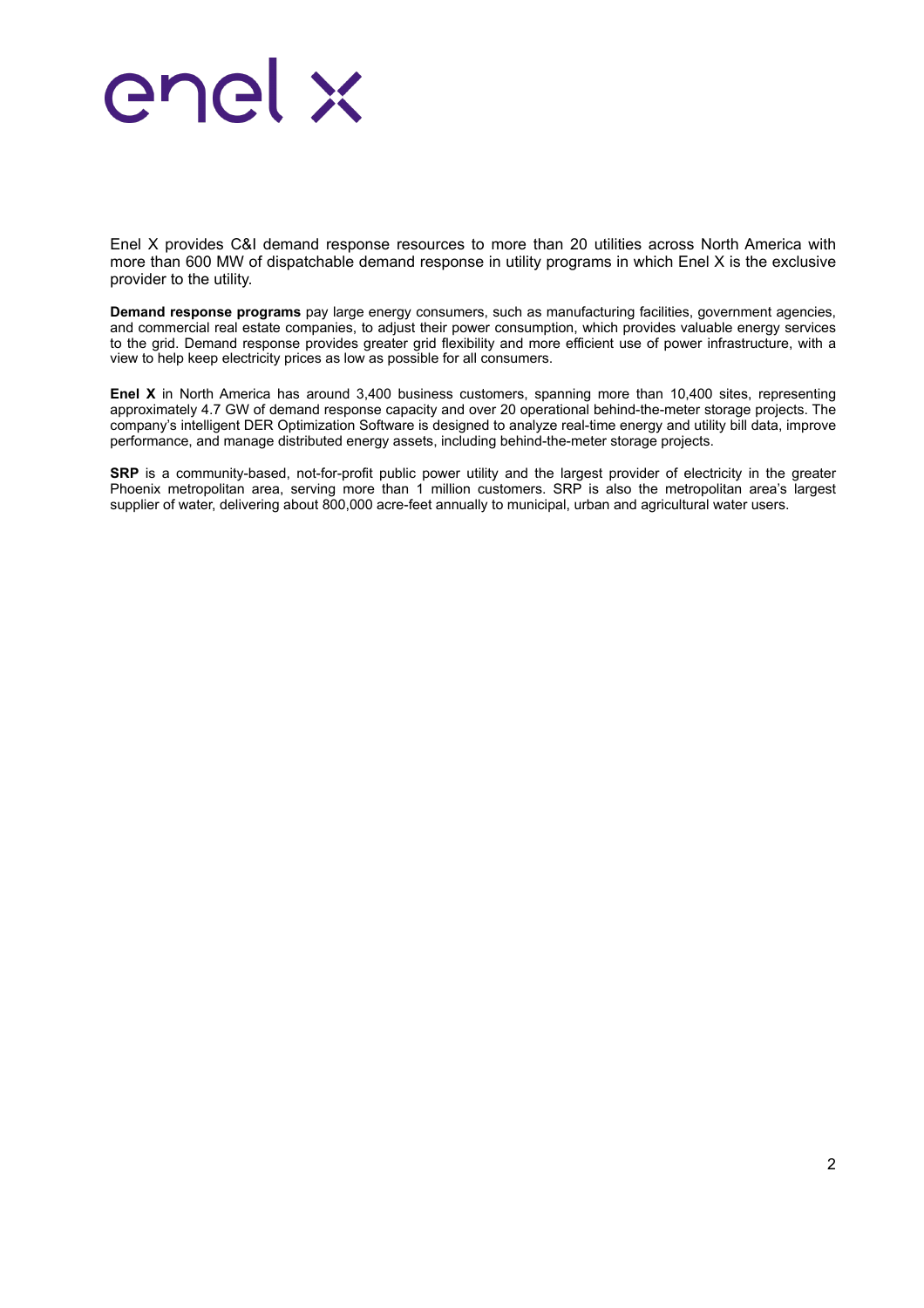Enel X provides C&I demand response resources to more than 20 utilities across North America with more than 600 MW of dispatchable demand response in utility programs in which Enel X is the exclusive provider to the utility.

**Demand response programs** pay large energy consumers, such as manufacturing facilities, government agencies, and commercial real estate companies, to adjust their power consumption, which provides valuable energy services to the grid. Demand response provides greater grid flexibility and more efficient use of power infrastructure, with a view to help keep electricity prices as low as possible for all consumers.

**Enel X** in North America has around 3,400 business customers, spanning more than 10,400 sites, representing approximately 4.7 GW of demand response capacity and over 20 operational behind-the-meter storage projects. The company's intelligent DER Optimization Software is designed to analyze real-time energy and utility bill data, improve performance, and manage distributed energy assets, including behind-the-meter storage projects.

**SRP** is a community-based, not-for-profit public power utility and the largest provider of electricity in the greater Phoenix metropolitan area, serving more than 1 million customers. SRP is also the metropolitan area's largest supplier of water, delivering about 800,000 acre-feet annually to municipal, urban and agricultural water users.